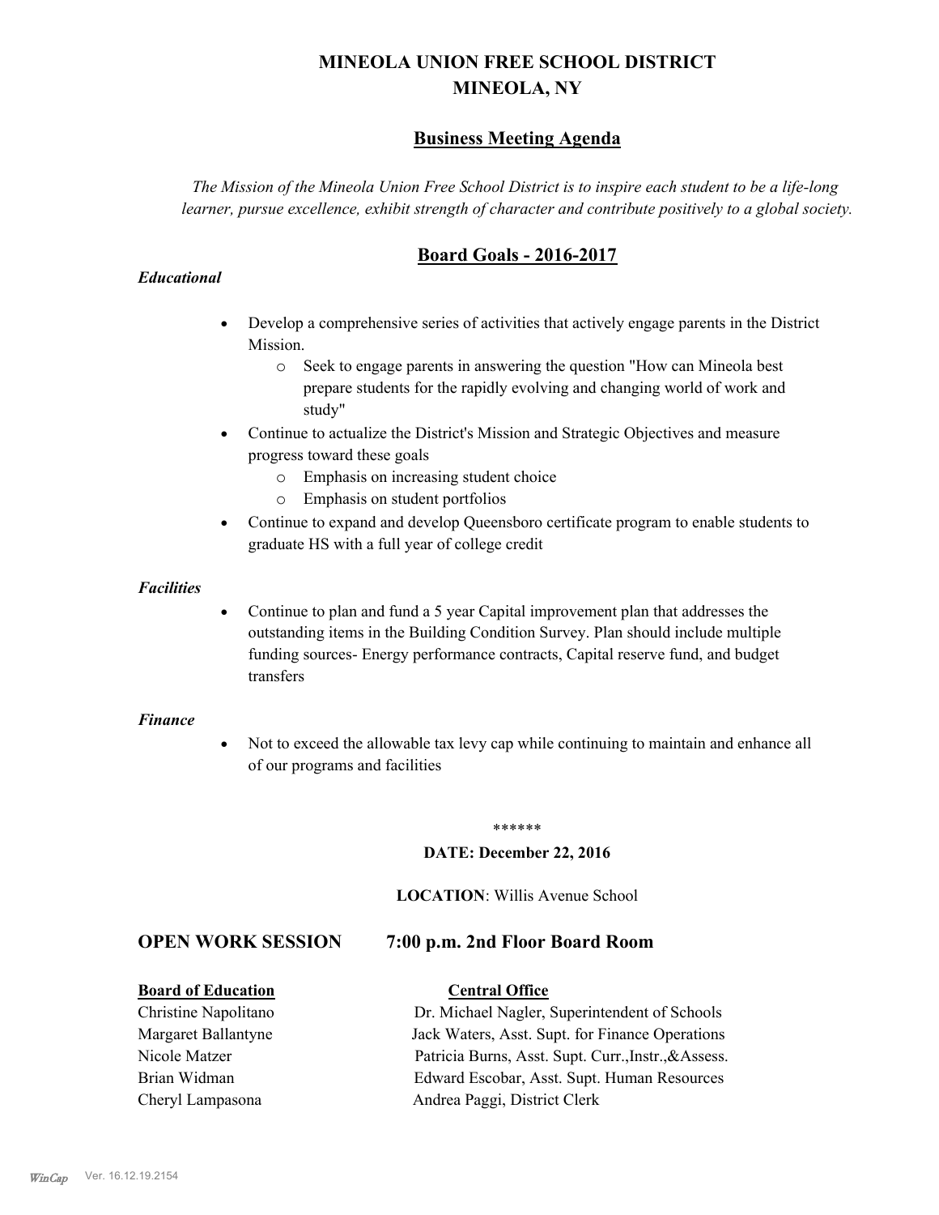# MINEOLA UNION FREE SCHOOL DISTRICT
# MINEOLA, NY

## Business Meeting Agenda

*The Mission of the Mineola Union Free School District is to inspire each student to be a life-long learner, pursue excellence, exhibit strength of character and contribute positively to a global society.*

## Board Goals - 2016-2017

***Educational***

- Develop a comprehensive series of activities that actively engage parents in the District Mission.
  - Seek to engage parents in answering the question "How can Mineola best prepare students for the rapidly evolving and changing world of work and study"
- Continue to actualize the District's Mission and Strategic Objectives and measure progress toward these goals
  - Emphasis on increasing student choice
  - Emphasis on student portfolios
- Continue to expand and develop Queensboro certificate program to enable students to graduate HS with a full year of college credit

***Facilities***

- Continue to plan and fund a 5 year Capital improvement plan that addresses the outstanding items in the Building Condition Survey. Plan should include multiple funding sources- Energy performance contracts, Capital reserve fund, and budget transfers

***Finance***

- Not to exceed the allowable tax levy cap while continuing to maintain and enhance all of our programs and facilities

******

**DATE: December 22, 2016**

**LOCATION**: Willis Avenue School

## OPEN WORK SESSION 7:00 p.m. 2nd Floor Board Room

| **Board of Education** | **Central Office** |
|---|---|
| Christine Napolitano | Dr. Michael Nagler, Superintendent of Schools |
| Margaret Ballantyne | Jack Waters, Asst. Supt. for Finance Operations |
| Nicole Matzer | Patricia Burns, Asst. Supt. Curr.,Instr.,&Assess. |
| Brian Widman | Edward Escobar, Asst. Supt. Human Resources |
| Cheryl Lampasona | Andrea Paggi, District Clerk |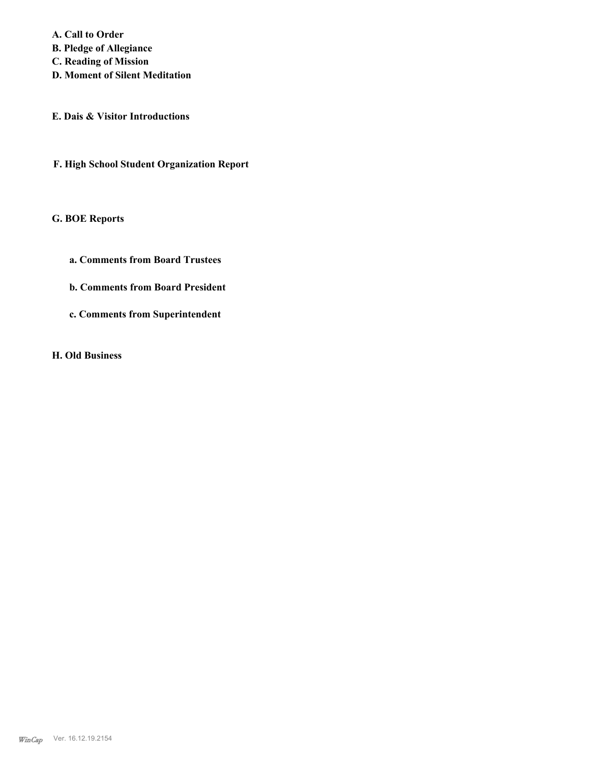**A. Call to Order**
**B. Pledge of Allegiance**
**C. Reading of Mission**
**D. Moment of Silent Meditation**

**E. Dais & Visitor Introductions**

**F. High School Student Organization Report**

**G. BOE Reports**

**a. Comments from Board Trustees**

**b. Comments from Board President**

**c. Comments from Superintendent**

**H. Old Business**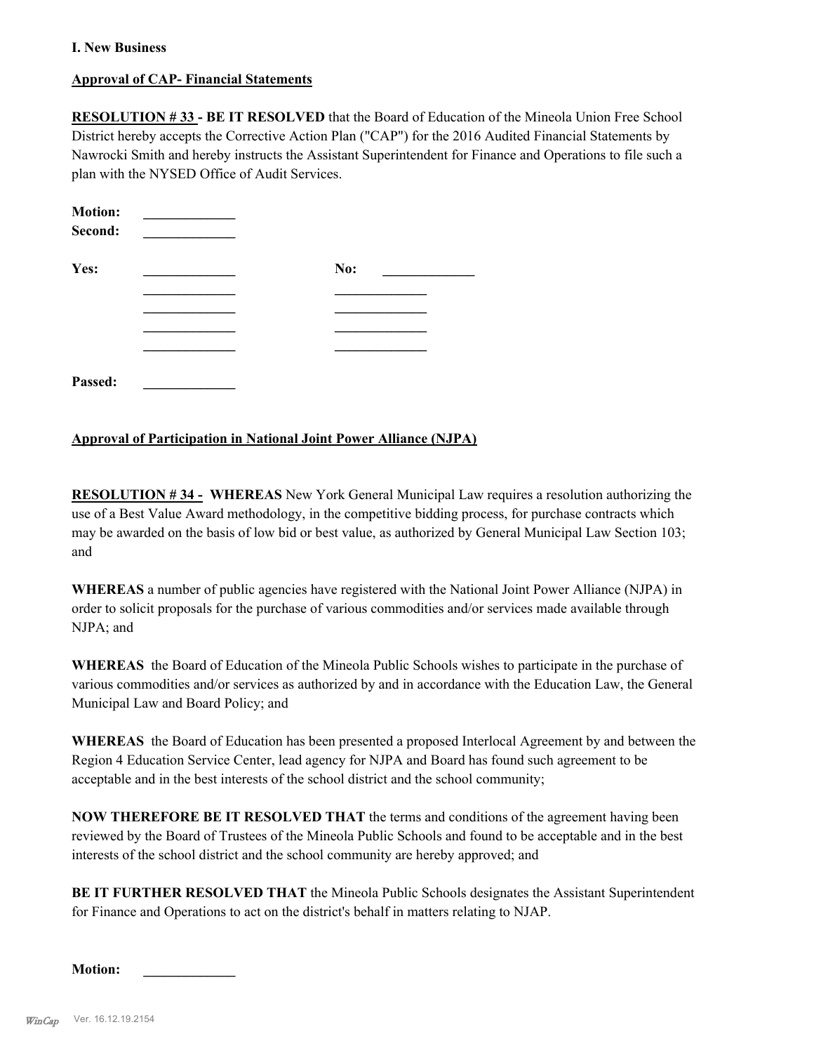**I. New Business**

**Approval of CAP- Financial Statements**

**RESOLUTION # 33 - BE IT RESOLVED** that the Board of Education of the Mineola Union Free School District hereby accepts the Corrective Action Plan ("CAP") for the 2016 Audited Financial Statements by Nawrocki Smith and hereby instructs the Assistant Superintendent for Finance and Operations to file such a plan with the NYSED Office of Audit Services.

**Motion:** _____________
**Second:** _____________

| **Yes:** | _____________ | **No:** | _____________ |
|---|---|---|---|
| | _____________ | | _____________ |
| | _____________ | | _____________ |
| | _____________ | | _____________ |
| | _____________ | | _____________ |

**Passed:** _____________

**Approval of Participation in National Joint Power Alliance (NJPA)**

**RESOLUTION # 34 - WHEREAS** New York General Municipal Law requires a resolution authorizing the use of a Best Value Award methodology, in the competitive bidding process, for purchase contracts which may be awarded on the basis of low bid or best value, as authorized by General Municipal Law Section 103; and

**WHEREAS** a number of public agencies have registered with the National Joint Power Alliance (NJPA) in order to solicit proposals for the purchase of various commodities and/or services made available through NJPA; and

**WHEREAS** the Board of Education of the Mineola Public Schools wishes to participate in the purchase of various commodities and/or services as authorized by and in accordance with the Education Law, the General Municipal Law and Board Policy; and

**WHEREAS** the Board of Education has been presented a proposed Interlocal Agreement by and between the Region 4 Education Service Center, lead agency for NJPA and Board has found such agreement to be acceptable and in the best interests of the school district and the school community;

**NOW THEREFORE BE IT RESOLVED THAT** the terms and conditions of the agreement having been reviewed by the Board of Trustees of the Mineola Public Schools and found to be acceptable and in the best interests of the school district and the school community are hereby approved; and

**BE IT FURTHER RESOLVED THAT** the Mineola Public Schools designates the Assistant Superintendent for Finance and Operations to act on the district's behalf in matters relating to NJAP.

**Motion:** _____________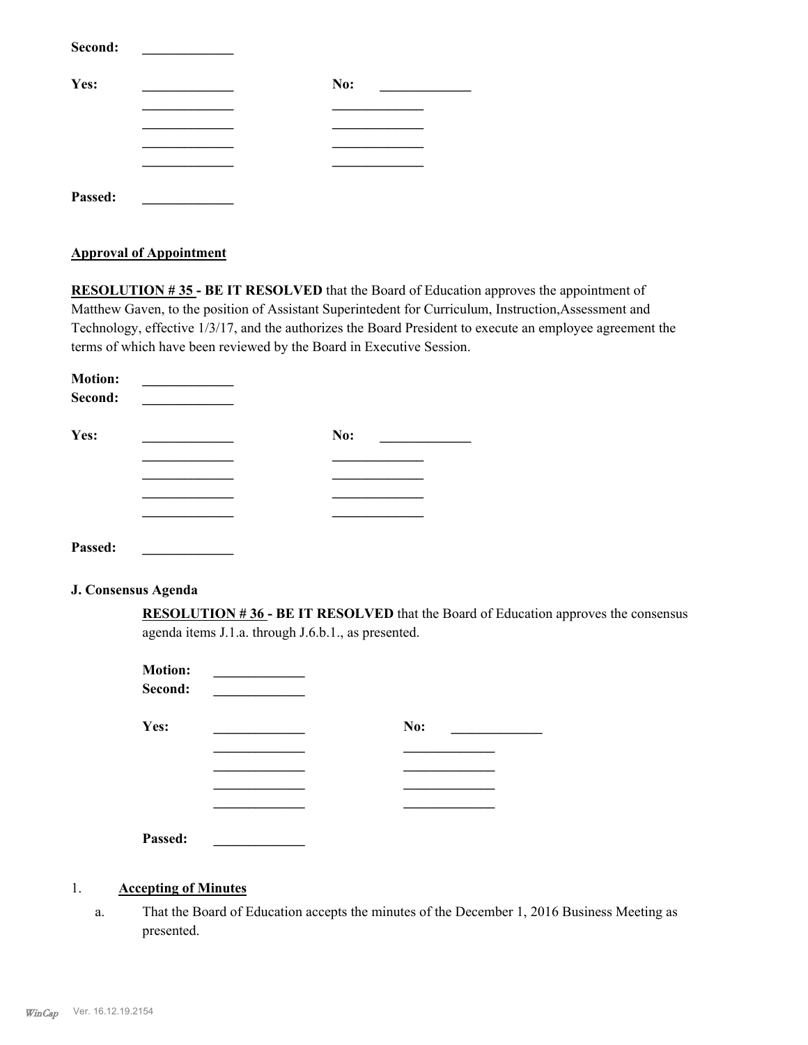**Second:** _____________

**Yes:** _____________ **No:** _____________

_____________ _____________

_____________ _____________

_____________ _____________

_____________ _____________

**Passed:** _____________

**Approval of Appointment**

**RESOLUTION # 35 - BE IT RESOLVED** that the Board of Education approves the appointment of Matthew Gaven, to the position of Assistant Superintedent for Curriculum, Instruction,Assessment and Technology, effective 1/3/17, and the authorizes the Board President to execute an employee agreement the terms of which have been reviewed by the Board in Executive Session.

**Motion:** _____________
**Second:** _____________

**Yes:** _____________ **No:** _____________

_____________ _____________

_____________ _____________

_____________ _____________

_____________ _____________

**Passed:** _____________

**J. Consensus Agenda**

**RESOLUTION # 36 - BE IT RESOLVED** that the Board of Education approves the consensus agenda items J.1.a. through J.6.b.1., as presented.

**Motion:** _____________
**Second:** _____________

**Yes:** _____________ **No:** _____________

_____________ _____________

_____________ _____________

_____________ _____________

_____________ _____________

**Passed:** _____________

1. **Accepting of Minutes**

   a. That the Board of Education accepts the minutes of the December 1, 2016 Business Meeting as presented.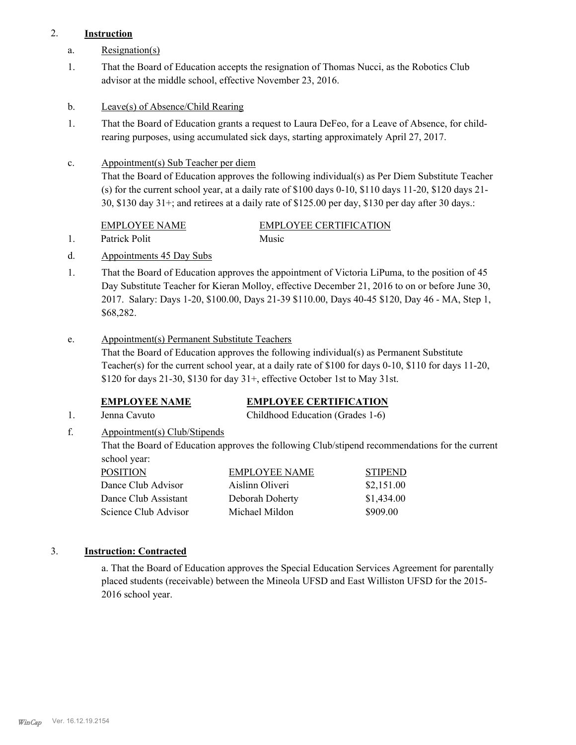2. **Instruction**

a. Resignation(s)

1. That the Board of Education accepts the resignation of Thomas Nucci, as the Robotics Club advisor at the middle school, effective November 23, 2016.

b. Leave(s) of Absence/Child Rearing

1. That the Board of Education grants a request to Laura DeFeo, for a Leave of Absence, for child-rearing purposes, using accumulated sick days, starting approximately April 27, 2017.

c. Appointment(s) Sub Teacher per diem

That the Board of Education approves the following individual(s) as Per Diem Substitute Teacher (s) for the current school year, at a daily rate of $100 days 0-10, $110 days 11-20, $120 days 21-30, $130 day 31+; and retirees at a daily rate of $125.00 per day, $130 per day after 30 days.:

| | EMPLOYEE NAME | EMPLOYEE CERTIFICATION |
|---|---|---|
| 1. | Patrick Polit | Music |

d. Appointments 45 Day Subs

1. That the Board of Education approves the appointment of Victoria LiPuma, to the position of 45 Day Substitute Teacher for Kieran Molloy, effective December 21, 2016 to on or before June 30, 2017. Salary: Days 1-20, $100.00, Days 21-39 $110.00, Days 40-45 $120, Day 46 - MA, Step 1, $68,282.

e. Appointment(s) Permanent Substitute Teachers

That the Board of Education approves the following individual(s) as Permanent Substitute Teacher(s) for the current school year, at a daily rate of $100 for days 0-10, $110 for days 11-20, $120 for days 21-30, $130 for day 31+, effective October 1st to May 31st.

| | **EMPLOYEE NAME** | **EMPLOYEE CERTIFICATION** |
|---|---|---|
| 1. | Jenna Cavuto | Childhood Education (Grades 1-6) |

f. Appointment(s) Club/Stipends

That the Board of Education approves the following Club/stipend recommendations for the current school year:

| POSITION | EMPLOYEE NAME | STIPEND |
|---|---|---|
| Dance Club Advisor | Aislinn Oliveri | $2,151.00 |
| Dance Club Assistant | Deborah Doherty | $1,434.00 |
| Science Club Advisor | Michael Mildon | $909.00 |

3. **Instruction: Contracted**

a. That the Board of Education approves the Special Education Services Agreement for parentally placed students (receivable) between the Mineola UFSD and East Williston UFSD for the 2015-2016 school year.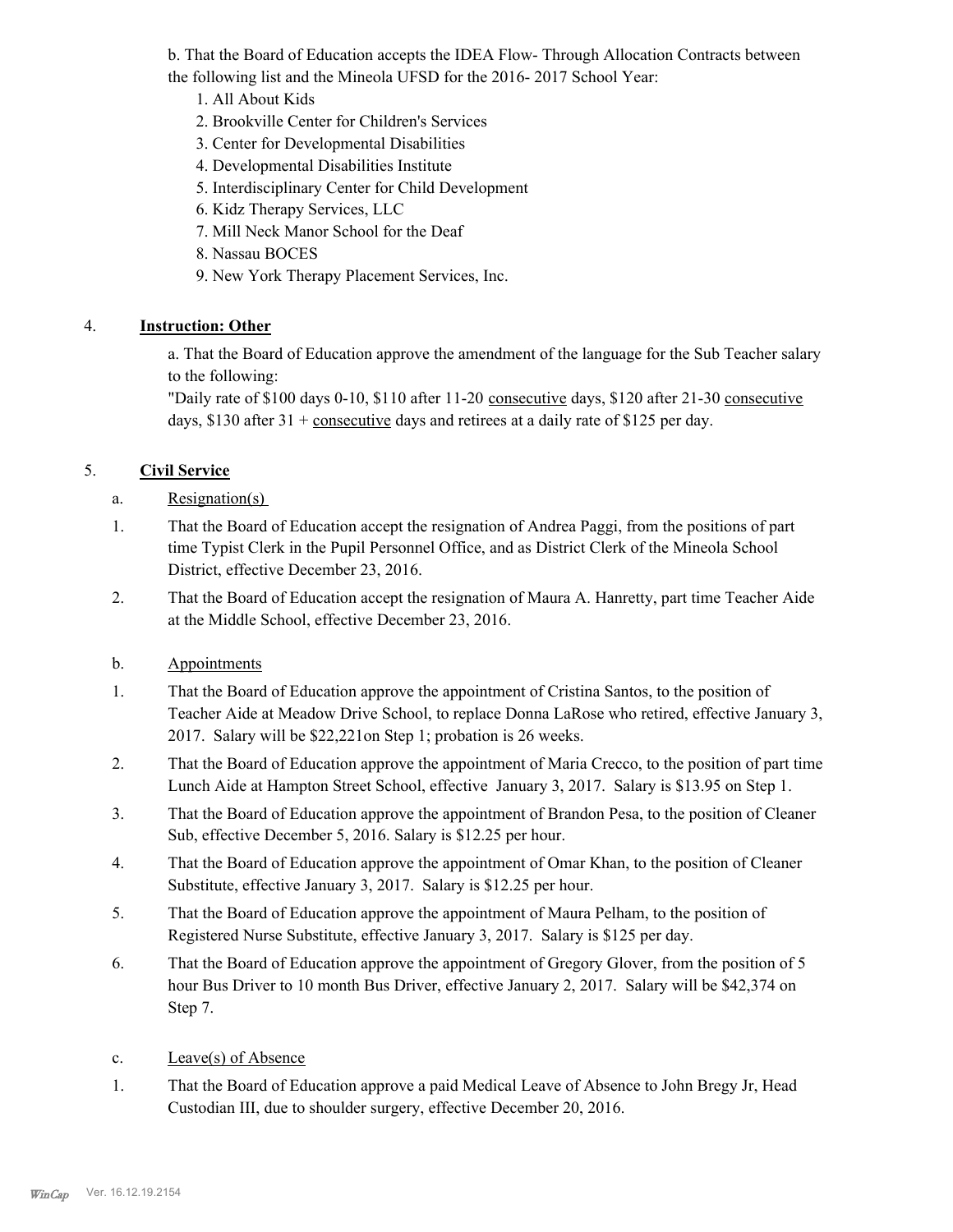b. That the Board of Education accepts the IDEA Flow- Through Allocation Contracts between the following list and the Mineola UFSD for the 2016- 2017 School Year:

1. All About Kids
2. Brookville Center for Children's Services
3. Center for Developmental Disabilities
4. Developmental Disabilities Institute
5. Interdisciplinary Center for Child Development
6. Kidz Therapy Services, LLC
7. Mill Neck Manor School for the Deaf
8. Nassau BOCES
9. New York Therapy Placement Services, Inc.

4. **Instruction: Other**

a. That the Board of Education approve the amendment of the language for the Sub Teacher salary to the following:
"Daily rate of $100 days 0-10, $110 after 11-20 consecutive days, $120 after 21-30 consecutive days, $130 after 31 + consecutive days and retirees at a daily rate of $125 per day.

5. **Civil Service**

a. Resignation(s)

1. That the Board of Education accept the resignation of Andrea Paggi, from the positions of part time Typist Clerk in the Pupil Personnel Office, and as District Clerk of the Mineola School District, effective December 23, 2016.
2. That the Board of Education accept the resignation of Maura A. Hanretty, part time Teacher Aide at the Middle School, effective December 23, 2016.

b. Appointments

1. That the Board of Education approve the appointment of Cristina Santos, to the position of Teacher Aide at Meadow Drive School, to replace Donna LaRose who retired, effective January 3, 2017. Salary will be $22,221on Step 1; probation is 26 weeks.
2. That the Board of Education approve the appointment of Maria Crecco, to the position of part time Lunch Aide at Hampton Street School, effective January 3, 2017. Salary is $13.95 on Step 1.
3. That the Board of Education approve the appointment of Brandon Pesa, to the position of Cleaner Sub, effective December 5, 2016. Salary is $12.25 per hour.
4. That the Board of Education approve the appointment of Omar Khan, to the position of Cleaner Substitute, effective January 3, 2017. Salary is $12.25 per hour.
5. That the Board of Education approve the appointment of Maura Pelham, to the position of Registered Nurse Substitute, effective January 3, 2017. Salary is $125 per day.
6. That the Board of Education approve the appointment of Gregory Glover, from the position of 5 hour Bus Driver to 10 month Bus Driver, effective January 2, 2017. Salary will be $42,374 on Step 7.

c. Leave(s) of Absence

1. That the Board of Education approve a paid Medical Leave of Absence to John Bregy Jr, Head Custodian III, due to shoulder surgery, effective December 20, 2016.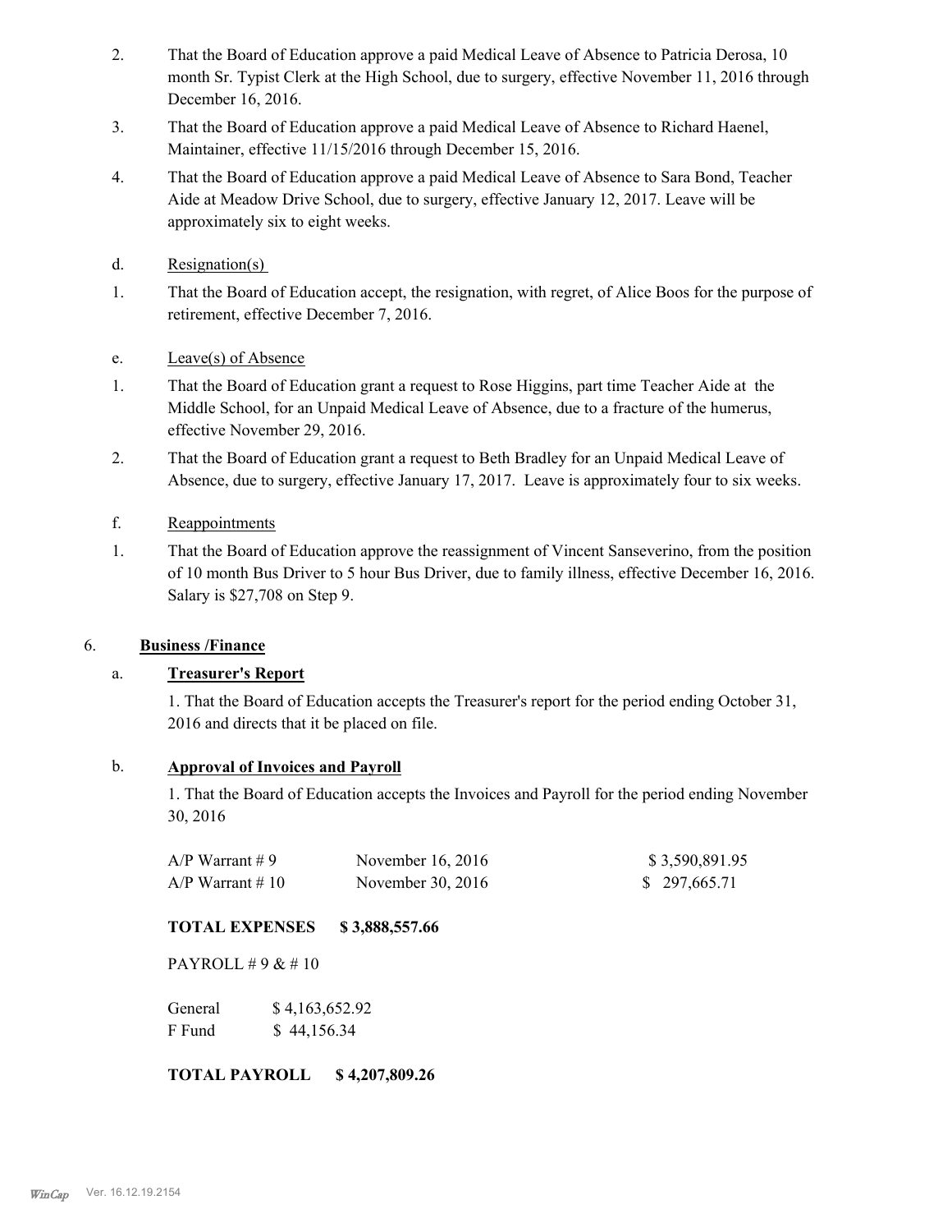2. That the Board of Education approve a paid Medical Leave of Absence to Patricia Derosa, 10 month Sr. Typist Clerk at the High School, due to surgery, effective November 11, 2016 through December 16, 2016.
3. That the Board of Education approve a paid Medical Leave of Absence to Richard Haenel, Maintainer, effective 11/15/2016 through December 15, 2016.
4. That the Board of Education approve a paid Medical Leave of Absence to Sara Bond, Teacher Aide at Meadow Drive School, due to surgery, effective January 12, 2017. Leave will be approximately six to eight weeks.

d. Resignation(s)

1. That the Board of Education accept, the resignation, with regret, of Alice Boos for the purpose of retirement, effective December 7, 2016.

e. Leave(s) of Absence

1. That the Board of Education grant a request to Rose Higgins, part time Teacher Aide at the Middle School, for an Unpaid Medical Leave of Absence, due to a fracture of the humerus, effective November 29, 2016.
2. That the Board of Education grant a request to Beth Bradley for an Unpaid Medical Leave of Absence, due to surgery, effective January 17, 2017. Leave is approximately four to six weeks.

f. Reappointments

1. That the Board of Education approve the reassignment of Vincent Sanseverino, from the position of 10 month Bus Driver to 5 hour Bus Driver, due to family illness, effective December 16, 2016. Salary is $27,708 on Step 9.

## 6. Business /Finance

### a. Treasurer's Report

1. That the Board of Education accepts the Treasurer's report for the period ending October 31, 2016 and directs that it be placed on file.

### b. Approval of Invoices and Payroll

1. That the Board of Education accepts the Invoices and Payroll for the period ending November 30, 2016

| | | |
|---|---|---|
| A/P Warrant # 9 | November 16, 2016 | $ 3,590,891.95 |
| A/P Warrant # 10 | November 30, 2016 | $ 297,665.71 |

**TOTAL EXPENSES $ 3,888,557.66**

PAYROLL # 9 & # 10

| | |
|---|---|
| General | $ 4,163,652.92 |
| F Fund | $ 44,156.34 |

**TOTAL PAYROLL $ 4,207,809.26**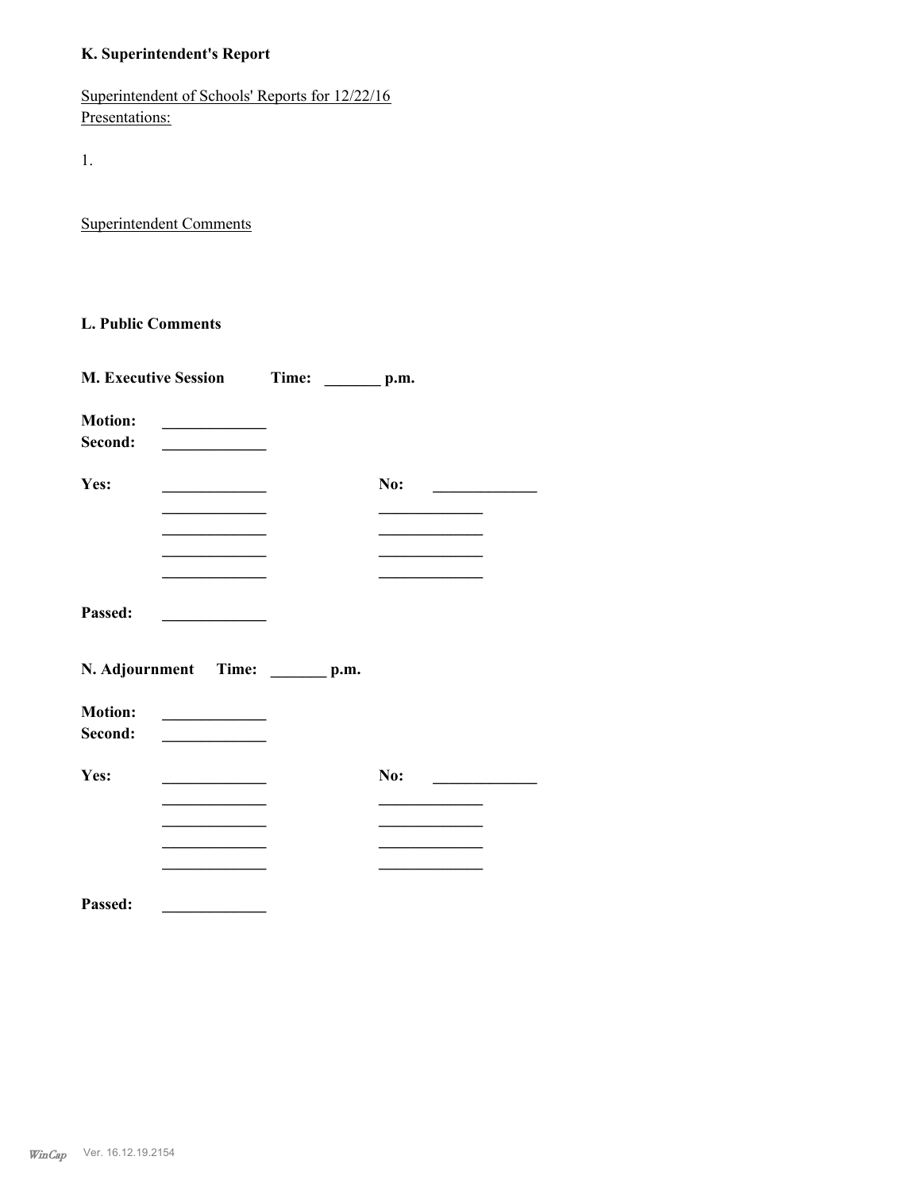**K. Superintendent's Report**

Superintendent of Schools' Reports for 12/22/16
Presentations:

1.

Superintendent Comments

**L. Public Comments**

**M. Executive Session Time: _______ p.m.**

**Motion:** _____________
**Second:** _____________

| | | | |
|---|---|---|---|
| **Yes:** | _____________ | **No:** | _____________ |
| | _____________ | | _____________ |
| | _____________ | | _____________ |
| | _____________ | | _____________ |
| | _____________ | | _____________ |

**Passed:** _____________

**N. Adjournment Time: _______ p.m.**

**Motion:** _____________
**Second:** _____________

| | | | |
|---|---|---|---|
| **Yes:** | _____________ | **No:** | _____________ |
| | _____________ | | _____________ |
| | _____________ | | _____________ |
| | _____________ | | _____________ |
| | _____________ | | _____________ |

**Passed:** _____________